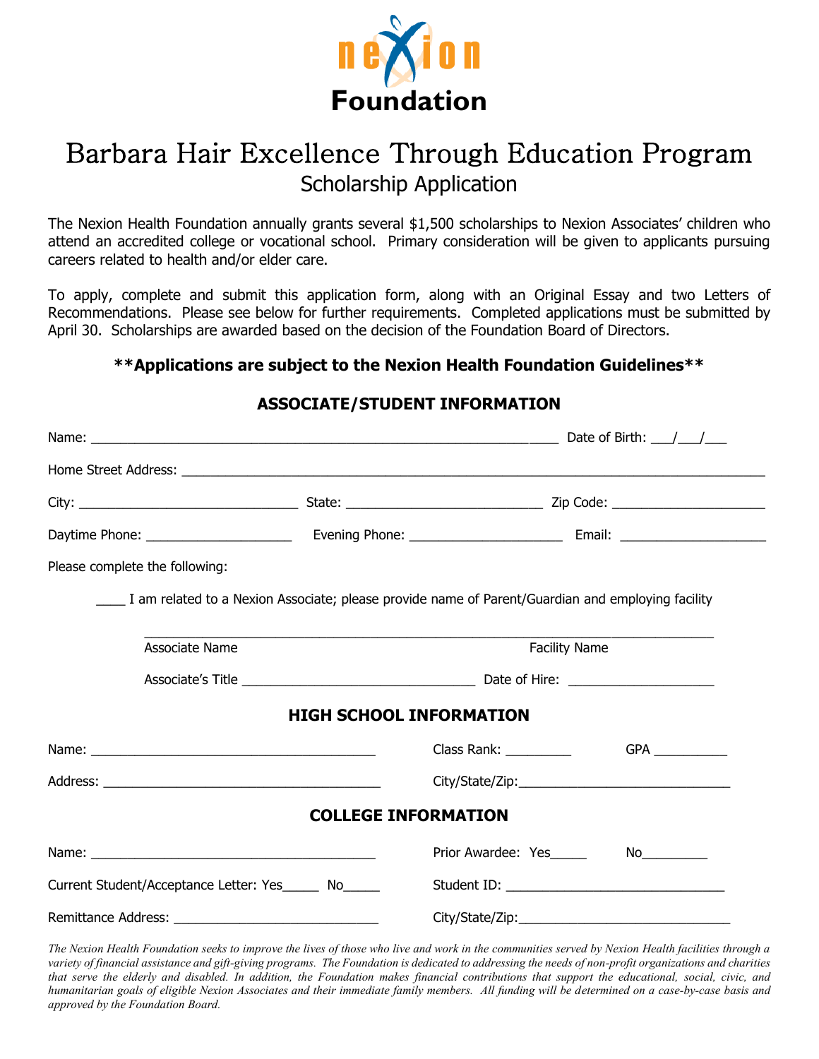# nexion Foundation

# Barbara Hair Excellence Through Education Program

## Scholarship Application

The Nexion Health Foundation annually grants several $1,500 scholarships to Nexion Associates' children who attend an accredited college or vocational school. Primary consideration will be given to applicants pursuing careers related to health and/or elder care.

To apply, complete and submit this application form, along with an Original Essay and two Letters of Recommendations. Please see below for further requirements. Completed applications must be submitted by April 30. Scholarships are awarded based on the decision of the Foundation Board of Directors.

**\*\*Applications are subject to the Nexion Health Foundation Guidelines\*\***

### ASSOCIATE/STUDENT INFORMATION

Name: ____________________________________________ Date of Birth: ___/___/___

Home Street Address: ____________________________________________

City: ____________________ State: ____________________ Zip Code: ______________

Daytime Phone: ______________ Evening Phone: ______________ Email: ______________

Please complete the following:

____ I am related to a Nexion Associate; please provide name of Parent/Guardian and employing facility

____________________________________________________________

Associate Name Facility Name

Associate's Title ______________________ Date of Hire: ______________

### HIGH SCHOOL INFORMATION

Name: ______________________________ Class Rank: _________ GPA __________

Address: ______________________________ City/State/Zip:______________________

### COLLEGE INFORMATION

Name: ______________________________ Prior Awardee: Yes_____ No_________

Current Student/Acceptance Letter: Yes_____ No_____ Student ID: ______________________

Remittance Address: ______________________ City/State/Zip:______________________

*The Nexion Health Foundation seeks to improve the lives of those who live and work in the communities served by Nexion Health facilities through a variety of financial assistance and gift-giving programs. The Foundation is dedicated to addressing the needs of non-profit organizations and charities that serve the elderly and disabled. In addition, the Foundation makes financial contributions that support the educational, social, civic, and humanitarian goals of eligible Nexion Associates and their immediate family members. All funding will be determined on a case-by-case basis and approved by the Foundation Board.*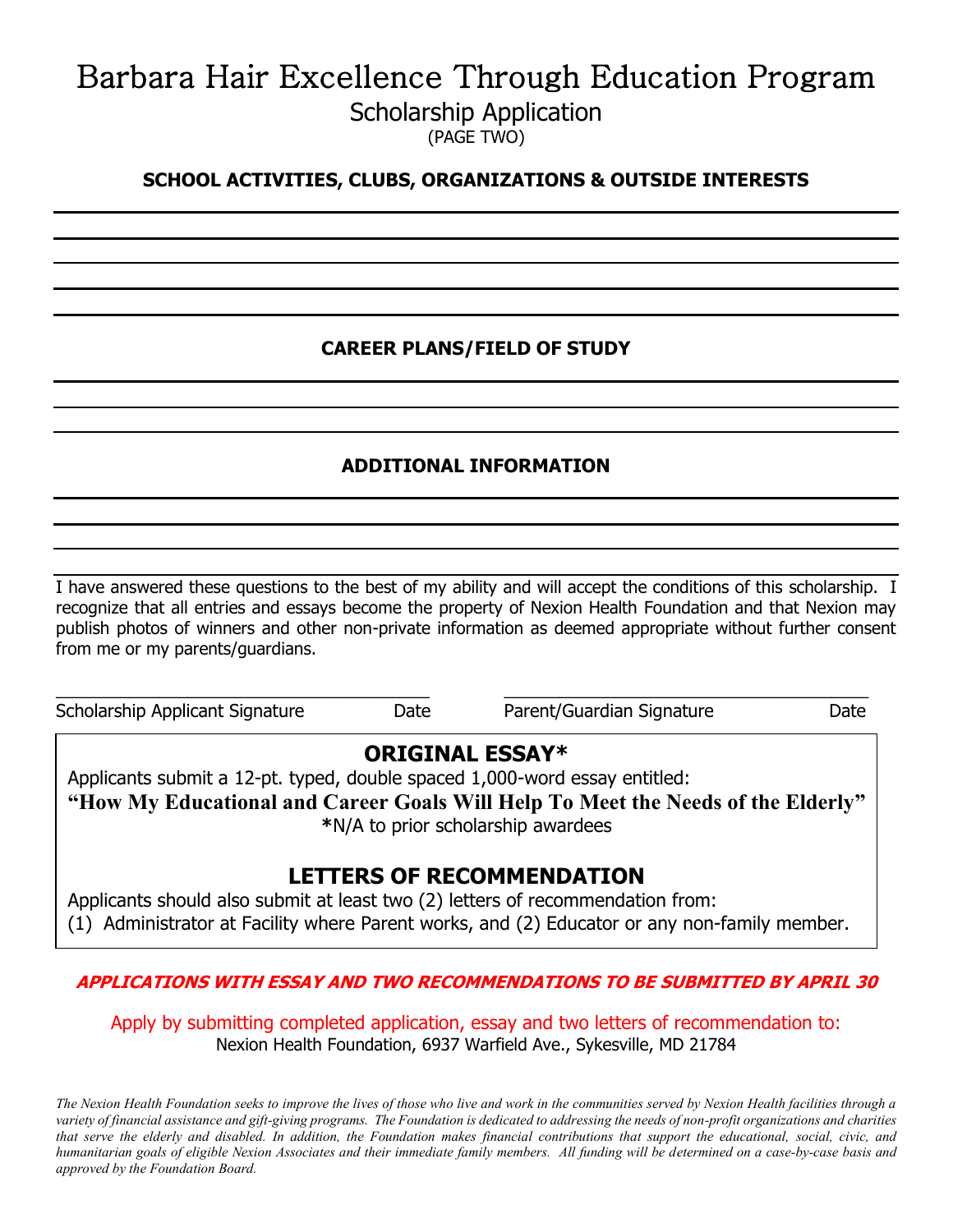# Barbara Hair Excellence Through Education Program

Scholarship Application

(PAGE TWO)

**SCHOOL ACTIVITIES, CLUBS, ORGANIZATIONS & OUTSIDE INTERESTS**

\_\_\_\_\_\_\_\_\_\_\_\_\_\_\_\_\_\_\_\_\_\_\_\_\_\_\_\_\_\_\_\_\_\_\_\_\_\_\_\_\_\_\_\_\_\_\_\_\_\_\_\_\_\_\_\_\_\_\_\_\_\_\_\_\_\_\_\_\_\_\_\_\_\_\_\_\_\_

\_\_\_\_\_\_\_\_\_\_\_\_\_\_\_\_\_\_\_\_\_\_\_\_\_\_\_\_\_\_\_\_\_\_\_\_\_\_\_\_\_\_\_\_\_\_\_\_\_\_\_\_\_\_\_\_\_\_\_\_\_\_\_\_\_\_\_\_\_\_\_\_\_\_\_\_\_\_

\_\_\_\_\_\_\_\_\_\_\_\_\_\_\_\_\_\_\_\_\_\_\_\_\_\_\_\_\_\_\_\_\_\_\_\_\_\_\_\_\_\_\_\_\_\_\_\_\_\_\_\_\_\_\_\_\_\_\_\_\_\_\_\_\_\_\_\_\_\_\_\_\_\_\_\_\_\_

\_\_\_\_\_\_\_\_\_\_\_\_\_\_\_\_\_\_\_\_\_\_\_\_\_\_\_\_\_\_\_\_\_\_\_\_\_\_\_\_\_\_\_\_\_\_\_\_\_\_\_\_\_\_\_\_\_\_\_\_\_\_\_\_\_\_\_\_\_\_\_\_\_\_\_\_\_\_

\_\_\_\_\_\_\_\_\_\_\_\_\_\_\_\_\_\_\_\_\_\_\_\_\_\_\_\_\_\_\_\_\_\_\_\_\_\_\_\_\_\_\_\_\_\_\_\_\_\_\_\_\_\_\_\_\_\_\_\_\_\_\_\_\_\_\_\_\_\_\_\_\_\_\_\_\_\_

**CAREER PLANS/FIELD OF STUDY**

\_\_\_\_\_\_\_\_\_\_\_\_\_\_\_\_\_\_\_\_\_\_\_\_\_\_\_\_\_\_\_\_\_\_\_\_\_\_\_\_\_\_\_\_\_\_\_\_\_\_\_\_\_\_\_\_\_\_\_\_\_\_\_\_\_\_\_\_\_\_\_\_\_\_\_\_\_\_

\_\_\_\_\_\_\_\_\_\_\_\_\_\_\_\_\_\_\_\_\_\_\_\_\_\_\_\_\_\_\_\_\_\_\_\_\_\_\_\_\_\_\_\_\_\_\_\_\_\_\_\_\_\_\_\_\_\_\_\_\_\_\_\_\_\_\_\_\_\_\_\_\_\_\_\_\_\_

\_\_\_\_\_\_\_\_\_\_\_\_\_\_\_\_\_\_\_\_\_\_\_\_\_\_\_\_\_\_\_\_\_\_\_\_\_\_\_\_\_\_\_\_\_\_\_\_\_\_\_\_\_\_\_\_\_\_\_\_\_\_\_\_\_\_\_\_\_\_\_\_\_\_\_\_\_\_

**ADDITIONAL INFORMATION**

\_\_\_\_\_\_\_\_\_\_\_\_\_\_\_\_\_\_\_\_\_\_\_\_\_\_\_\_\_\_\_\_\_\_\_\_\_\_\_\_\_\_\_\_\_\_\_\_\_\_\_\_\_\_\_\_\_\_\_\_\_\_\_\_\_\_\_\_\_\_\_\_\_\_\_\_\_\_

\_\_\_\_\_\_\_\_\_\_\_\_\_\_\_\_\_\_\_\_\_\_\_\_\_\_\_\_\_\_\_\_\_\_\_\_\_\_\_\_\_\_\_\_\_\_\_\_\_\_\_\_\_\_\_\_\_\_\_\_\_\_\_\_\_\_\_\_\_\_\_\_\_\_\_\_\_\_

\_\_\_\_\_\_\_\_\_\_\_\_\_\_\_\_\_\_\_\_\_\_\_\_\_\_\_\_\_\_\_\_\_\_\_\_\_\_\_\_\_\_\_\_\_\_\_\_\_\_\_\_\_\_\_\_\_\_\_\_\_\_\_\_\_\_\_\_\_\_\_\_\_\_\_\_\_\_

\_\_\_\_\_\_\_\_\_\_\_\_\_\_\_\_\_\_\_\_\_\_\_\_\_\_\_\_\_\_\_\_\_\_\_\_\_\_\_\_\_\_\_\_\_\_\_\_\_\_\_\_\_\_\_\_\_\_\_\_\_\_\_\_\_\_\_\_\_\_\_\_\_\_\_\_\_\_

I have answered these questions to the best of my ability and will accept the conditions of this scholarship. I recognize that all entries and essays become the property of Nexion Health Foundation and that Nexion may publish photos of winners and other non-private information as deemed appropriate without further consent from me or my parents/guardians.

\_\_\_\_\_\_\_\_\_\_\_\_\_\_\_\_\_\_\_\_\_\_\_\_\_\_\_\_\_\_\_\_\_\_\_\_\_\_\_\_ \_\_\_\_\_\_\_\_\_\_\_\_\_\_\_\_\_\_\_\_\_\_\_\_\_\_\_\_\_\_\_\_\_\_\_\_\_\_\_\_

Scholarship Applicant Signature Date Parent/Guardian Signature Date

## ORIGINAL ESSAY*

Applicants submit a 12-pt. typed, double spaced 1,000-word essay entitled:

**"How My Educational and Career Goals Will Help To Meet the Needs of the Elderly"**

*N/A to prior scholarship awardees

## LETTERS OF RECOMMENDATION

Applicants should also submit at least two (2) letters of recommendation from:

(1) Administrator at Facility where Parent works, and (2) Educator or any non-family member.

***APPLICATIONS WITH ESSAY AND TWO RECOMMENDATIONS TO BE SUBMITTED BY APRIL 30***

Apply by submitting completed application, essay and two letters of recommendation to:

Nexion Health Foundation, 6937 Warfield Ave., Sykesville, MD 21784

*The Nexion Health Foundation seeks to improve the lives of those who live and work in the communities served by Nexion Health facilities through a variety of financial assistance and gift-giving programs. The Foundation is dedicated to addressing the needs of non-profit organizations and charities that serve the elderly and disabled. In addition, the Foundation makes financial contributions that support the educational, social, civic, and humanitarian goals of eligible Nexion Associates and their immediate family members. All funding will be determined on a case-by-case basis and approved by the Foundation Board.*